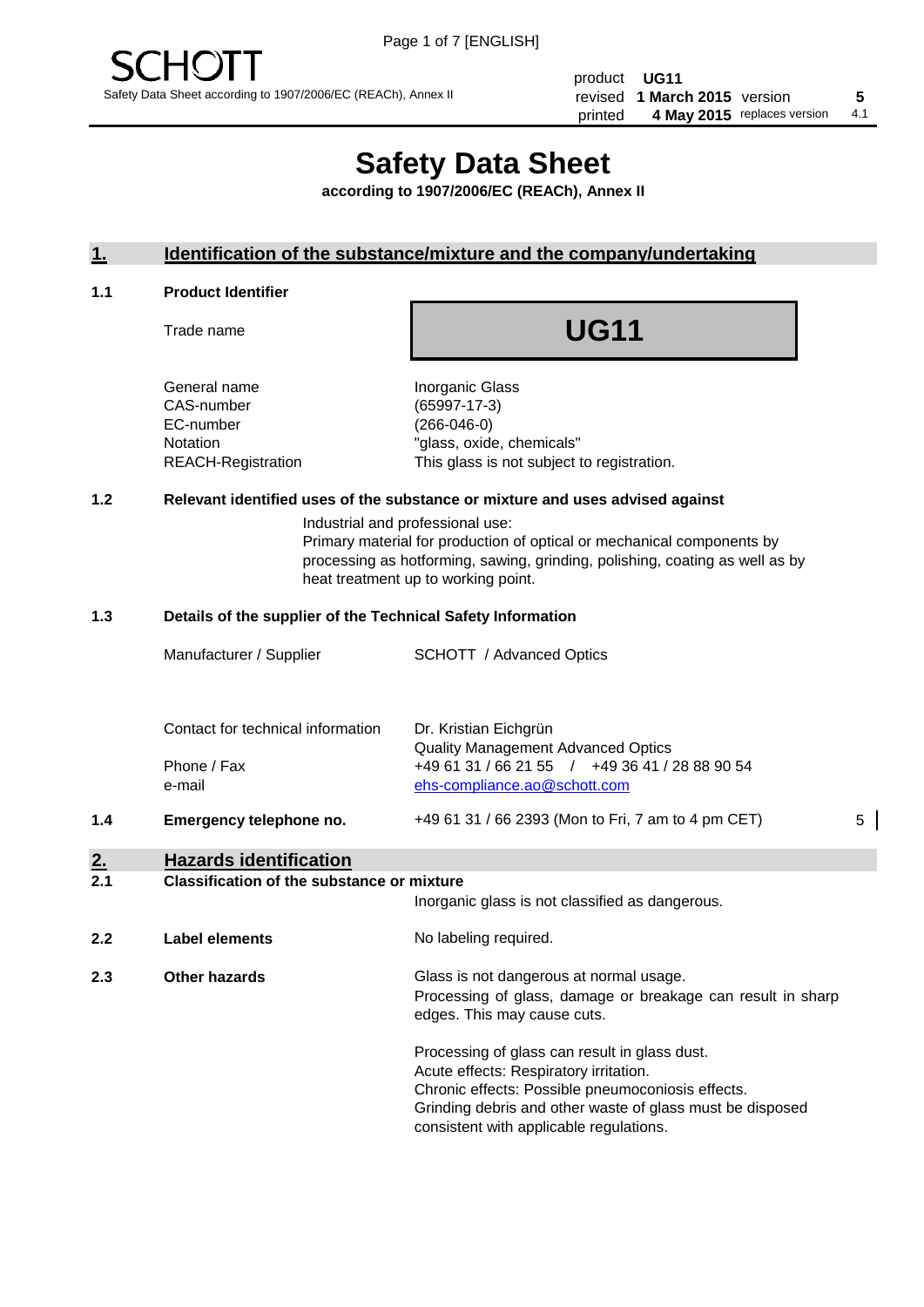SCHOTT

Safety Data Sheet according to 1907/2006/EC (REACh), Annex II

| | | | |
|---|---|---|---|
| product | **UG11** | | |
| revised | **1 March 2015** | version | **5** |
| printed | **4 May 2015** | replaces version | 4.1 |

# Safety Data Sheet

**according to 1907/2006/EC (REACh), Annex II**

## 1. Identification of the substance/mixture and the company/undertaking

### 1.1 Product Identifier

Trade name: **UG11**

| | |
|---|---|
| General name | Inorganic Glass |
| CAS-number | (65997-17-3) |
| EC-number | (266-046-0) |
| Notation | "glass, oxide, chemicals" |
| REACH-Registration | This glass is not subject to registration. |

### 1.2 Relevant identified uses of the substance or mixture and uses advised against

Industrial and professional use:
Primary material for production of optical or mechanical components by processing as hotforming, sawing, grinding, polishing, coating as well as by heat treatment up to working point.

### 1.3 Details of the supplier of the Technical Safety Information

| | |
|---|---|
| Manufacturer / Supplier | SCHOTT / Advanced Optics |
| Contact for technical information | Dr. Kristian Eichgrün<br>Quality Management Advanced Optics |
| Phone / Fax | +49 61 31 / 66 21 55 / +49 36 41 / 28 88 90 54 |
| e-mail | ehs-compliance.ao@schott.com |

### 1.4 Emergency telephone no.

+49 61 31 / 66 2393 (Mon to Fri, 7 am to 4 pm CET) 5

## 2. Hazards identification

### 2.1 Classification of the substance or mixture

Inorganic glass is not classified as dangerous.

### 2.2 Label elements

No labeling required.

### 2.3 Other hazards

Glass is not dangerous at normal usage.
Processing of glass, damage or breakage can result in sharp edges. This may cause cuts.

Processing of glass can result in glass dust.
Acute effects: Respiratory irritation.
Chronic effects: Possible pneumoconiosis effects.
Grinding debris and other waste of glass must be disposed consistent with applicable regulations.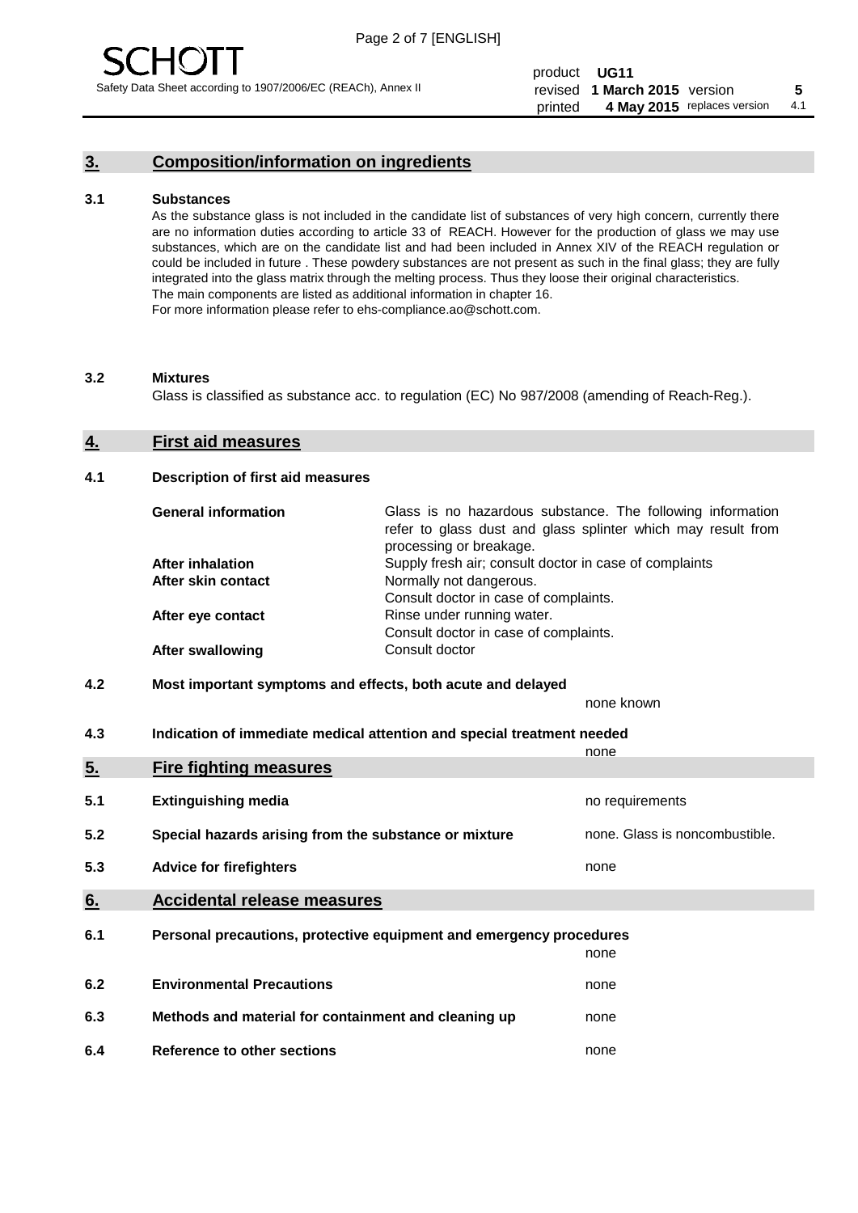## 3. Composition/information on ingredients

**3.1 Substances**

As the substance glass is not included in the candidate list of substances of very high concern, currently there are no information duties according to article 33 of REACH. However for the production of glass we may use substances, which are on the candidate list and had been included in Annex XIV of the REACH regulation or could be included in future . These powdery substances are not present as such in the final glass; they are fully integrated into the glass matrix through the melting process. Thus they loose their original characteristics.
The main components are listed as additional information in chapter 16.
For more information please refer to ehs-compliance.ao@schott.com.

**3.2 Mixtures**

Glass is classified as substance acc. to regulation (EC) No 987/2008 (amending of Reach-Reg.).

## 4. First aid measures

**4.1 Description of first aid measures**

| | |
|---|---|
| **General information** | Glass is no hazardous substance. The following information refer to glass dust and glass splinter which may result from processing or breakage. |
| **After inhalation** | Supply fresh air; consult doctor in case of complaints |
| **After skin contact** | Normally not dangerous. Consult doctor in case of complaints. |
| **After eye contact** | Rinse under running water. Consult doctor in case of complaints. |
| **After swallowing** | Consult doctor |

**4.2 Most important symptoms and effects, both acute and delayed**

none known

**4.3 Indication of immediate medical attention and special treatment needed**

none

## 5. Fire fighting measures

| | | |
|---|---|---|
| **5.1** | **Extinguishing media** | no requirements |
| **5.2** | **Special hazards arising from the substance or mixture** | none. Glass is noncombustible. |
| **5.3** | **Advice for firefighters** | none |

## 6. Accidental release measures

| | | |
|---|---|---|
| **6.1** | **Personal precautions, protective equipment and emergency procedures** | none |
| **6.2** | **Environmental Precautions** | none |
| **6.3** | **Methods and material for containment and cleaning up** | none |
| **6.4** | **Reference to other sections** | none |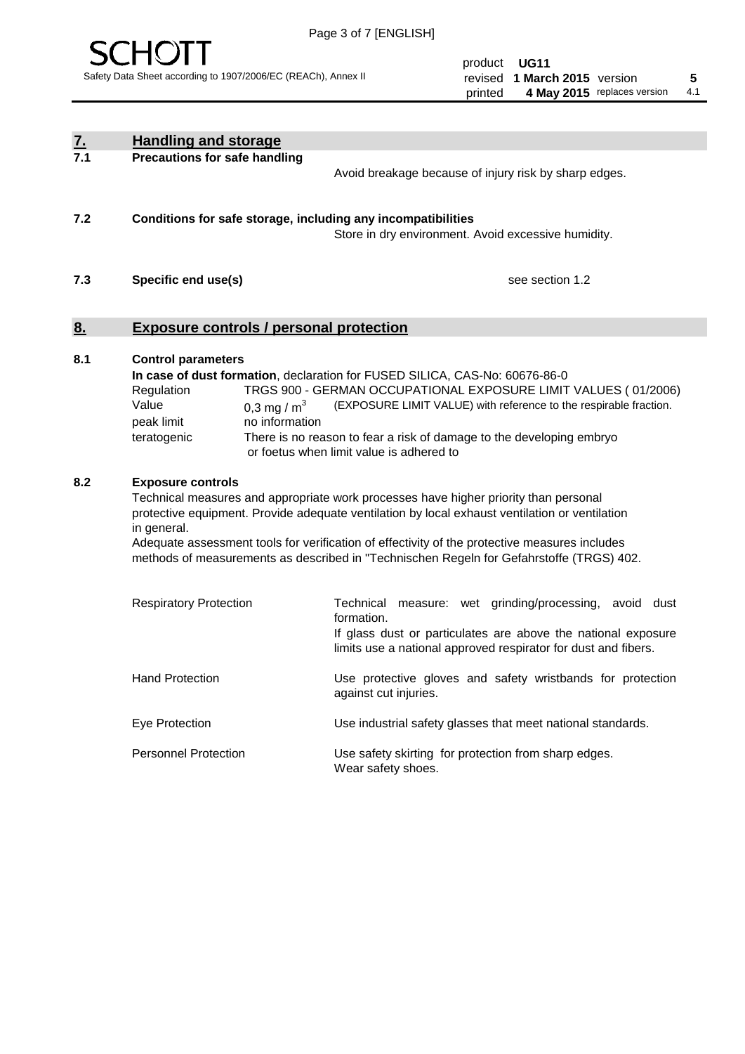## 7. Handling and storage

### 7.1 Precautions for safe handling

Avoid breakage because of injury risk by sharp edges.

### 7.2 Conditions for safe storage, including any incompatibilities

Store in dry environment. Avoid excessive humidity.

### 7.3 Specific end use(s)

see section 1.2

## 8. Exposure controls / personal protection

### 8.1 Control parameters

**In case of dust formation**, declaration for FUSED SILICA, CAS-No: 60676-86-0

| | |
|---|---|
| Regulation | TRGS 900 - GERMAN OCCUPATIONAL EXPOSURE LIMIT VALUES ( 01/2006) |
| Value | 0,3 mg / $m^3$ (EXPOSURE LIMIT VALUE) with reference to the respirable fraction. |
| peak limit | no information |
| teratogenic | There is no reason to fear a risk of damage to the developing embryo or foetus when limit value is adhered to |

### 8.2 Exposure controls

Technical measures and appropriate work processes have higher priority than personal protective equipment. Provide adequate ventilation by local exhaust ventilation or ventilation in general.
Adequate assessment tools for verification of effectivity of the protective measures includes methods of measurements as described in "Technischen Regeln for Gefahrstoffe (TRGS) 402.

| | |
|---|---|
| Respiratory Protection | Technical measure: wet grinding/processing, avoid dust formation. If glass dust or particulates are above the national exposure limits use a national approved respirator for dust and fibers. |
| Hand Protection | Use protective gloves and safety wristbands for protection against cut injuries. |
| Eye Protection | Use industrial safety glasses that meet national standards. |
| Personnel Protection | Use safety skirting for protection from sharp edges. Wear safety shoes. |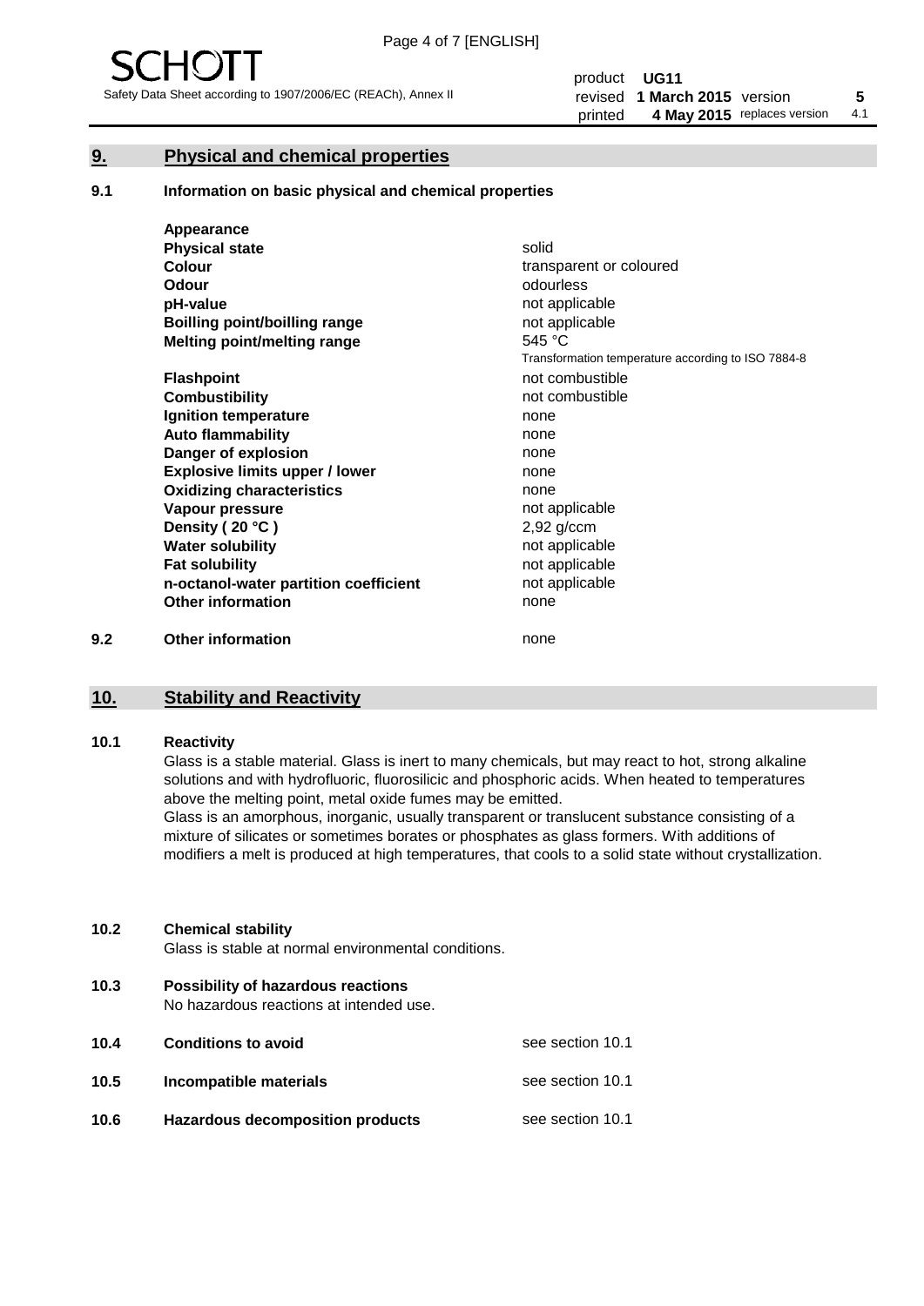## 9. Physical and chemical properties

### 9.1 Information on basic physical and chemical properties

| | |
|---|---|
| **Appearance** | |
| **Physical state** | solid |
| **Colour** | transparent or coloured |
| **Odour** | odourless |
| **pH-value** | not applicable |
| **Boilling point/boilling range** | not applicable |
| **Melting point/melting range** | 545 °C<br>Transformation temperature according to ISO 7884-8 |
| **Flashpoint** | not combustible |
| **Combustibility** | not combustible |
| **Ignition temperature** | none |
| **Auto flammability** | none |
| **Danger of explosion** | none |
| **Explosive limits upper / lower** | none |
| **Oxidizing characteristics** | none |
| **Vapour pressure** | not applicable |
| **Density ( 20 °C )** | 2,92 g/ccm |
| **Water solubility** | not applicable |
| **Fat solubility** | not applicable |
| **n-octanol-water partition coefficient** | not applicable |
| **Other information** | none |

### 9.2 Other information

none

## 10. Stability and Reactivity

### 10.1 Reactivity

Glass is a stable material. Glass is inert to many chemicals, but may react to hot, strong alkaline solutions and with hydrofluoric, fluorosilicic and phosphoric acids. When heated to temperatures above the melting point, metal oxide fumes may be emitted.
Glass is an amorphous, inorganic, usually transparent or translucent substance consisting of a mixture of silicates or sometimes borates or phosphates as glass formers. With additions of modifiers a melt is produced at high temperatures, that cools to a solid state without crystallization.

### 10.2 Chemical stability

Glass is stable at normal environmental conditions.

### 10.3 Possibility of hazardous reactions

No hazardous reactions at intended use.

### 10.4 Conditions to avoid

see section 10.1

### 10.5 Incompatible materials

see section 10.1

### 10.6 Hazardous decomposition products

see section 10.1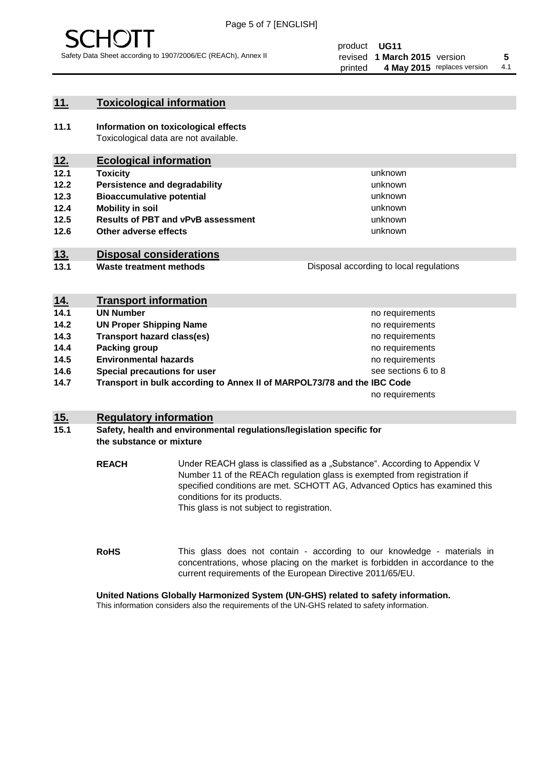## 11. Toxicological information

**11.1 Information on toxicological effects**
Toxicological data are not available.

## 12. Ecological information

| | | |
|---|---|---|
| **12.1** | **Toxicity** | unknown |
| **12.2** | **Persistence and degradability** | unknown |
| **12.3** | **Bioaccumulative potential** | unknown |
| **12.4** | **Mobility in soil** | unknown |
| **12.5** | **Results of PBT and vPvB assessment** | unknown |
| **12.6** | **Other adverse effects** | unknown |

## 13. Disposal considerations

| | | |
|---|---|---|
| **13.1** | **Waste treatment methods** | Disposal according to local regulations |

## 14. Transport information

| | | |
|---|---|---|
| **14.1** | **UN Number** | no requirements |
| **14.2** | **UN Proper Shipping Name** | no requirements |
| **14.3** | **Transport hazard class(es)** | no requirements |
| **14.4** | **Packing group** | no requirements |
| **14.5** | **Environmental hazards** | no requirements |
| **14.6** | **Special precautions for user** | see sections 6 to 8 |
| **14.7** | **Transport in bulk according to Annex II of MARPOL73/78 and the IBC Code** | no requirements |

## 15. Regulatory information

**15.1 Safety, health and environmental regulations/legislation specific for the substance or mixture**

**REACH** Under REACH glass is classified as a „Substance“. According to Appendix V Number 11 of the REACh regulation glass is exempted from registration if specified conditions are met. SCHOTT AG, Advanced Optics has examined this conditions for its products.
This glass is not subject to registration.

**RoHS** This glass does not contain - according to our knowledge - materials in concentrations, whose placing on the market is forbidden in accordance to the current requirements of the European Directive 2011/65/EU.

**United Nations Globally Harmonized System (UN-GHS) related to safety information.**
This information considers also the requirements of the UN-GHS related to safety information.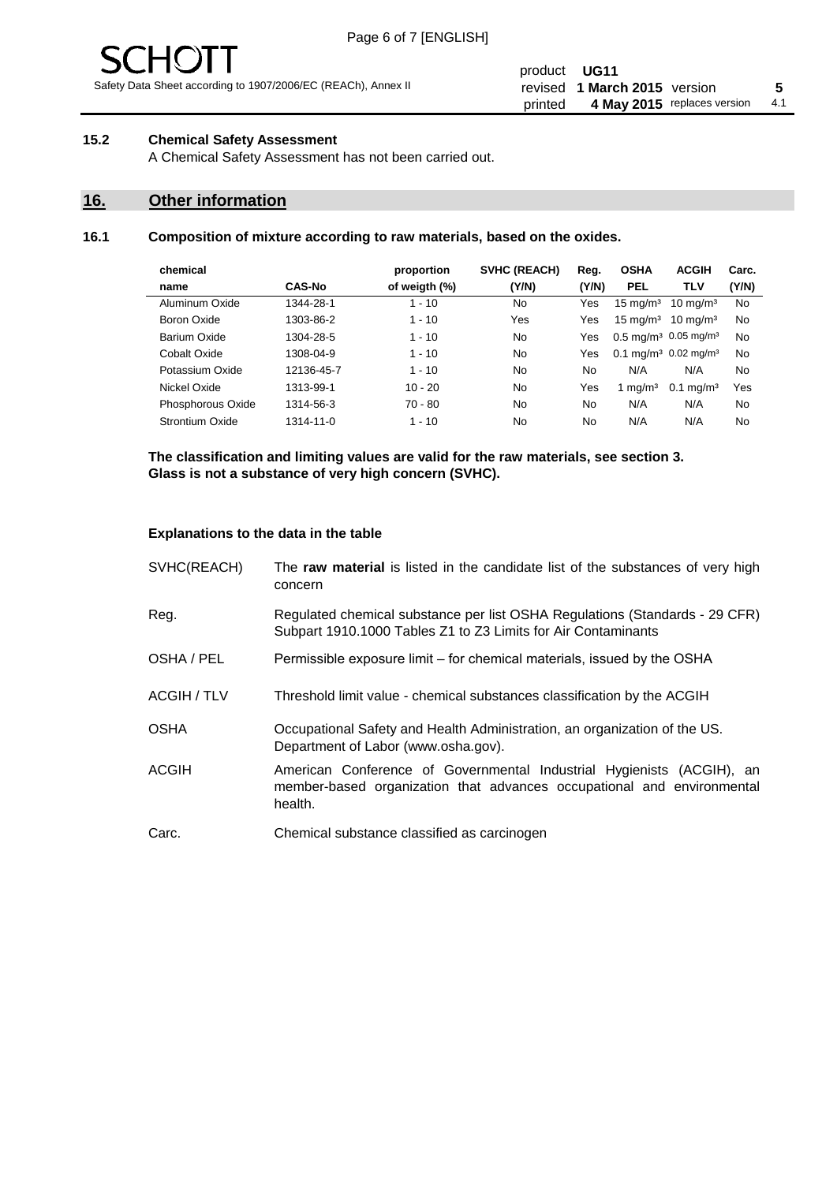### 15.2 Chemical Safety Assessment

A Chemical Safety Assessment has not been carried out.

## 16. Other information

### 16.1 Composition of mixture according to raw materials, based on the oxides.

| chemical name | CAS-No | proportion of weigth (%) | SVHC (REACH) (Y/N) | Reg. (Y/N) | OSHA PEL | ACGIH TLV | Carc. (Y/N) |
|---|---|---|---|---|---|---|---|
| Aluminum Oxide | 1344-28-1 | 1 - 10 | No | Yes | 15 mg/m³ | 10 mg/m³ | No |
| Boron Oxide | 1303-86-2 | 1 - 10 | Yes | Yes | 15 mg/m³ | 10 mg/m³ | No |
| Barium Oxide | 1304-28-5 | 1 - 10 | No | Yes | 0.5 mg/m³ | 0.05 mg/m³ | No |
| Cobalt Oxide | 1308-04-9 | 1 - 10 | No | Yes | 0.1 mg/m³ | 0.02 mg/m³ | No |
| Potassium Oxide | 12136-45-7 | 1 - 10 | No | No | N/A | N/A | No |
| Nickel Oxide | 1313-99-1 | 10 - 20 | No | Yes | 1 mg/m³ | 0.1 mg/m³ | Yes |
| Phosphorous Oxide | 1314-56-3 | 70 - 80 | No | No | N/A | N/A | No |
| Strontium Oxide | 1314-11-0 | 1 - 10 | No | No | N/A | N/A | No |

**The classification and limiting values are valid for the raw materials, see section 3.**
**Glass is not a substance of very high concern (SVHC).**

**Explanations to the data in the table**

SVHC(REACH) — The **raw material** is listed in the candidate list of the substances of very high concern

Reg. — Regulated chemical substance per list OSHA Regulations (Standards - 29 CFR) Subpart 1910.1000 Tables Z1 to Z3 Limits for Air Contaminants

OSHA / PEL — Permissible exposure limit – for chemical materials, issued by the OSHA

ACGIH / TLV — Threshold limit value - chemical substances classification by the ACGIH

OSHA — Occupational Safety and Health Administration, an organization of the US. Department of Labor (www.osha.gov).

ACGIH — American Conference of Governmental Industrial Hygienists (ACGIH), an member-based organization that advances occupational and environmental health.

Carc. — Chemical substance classified as carcinogen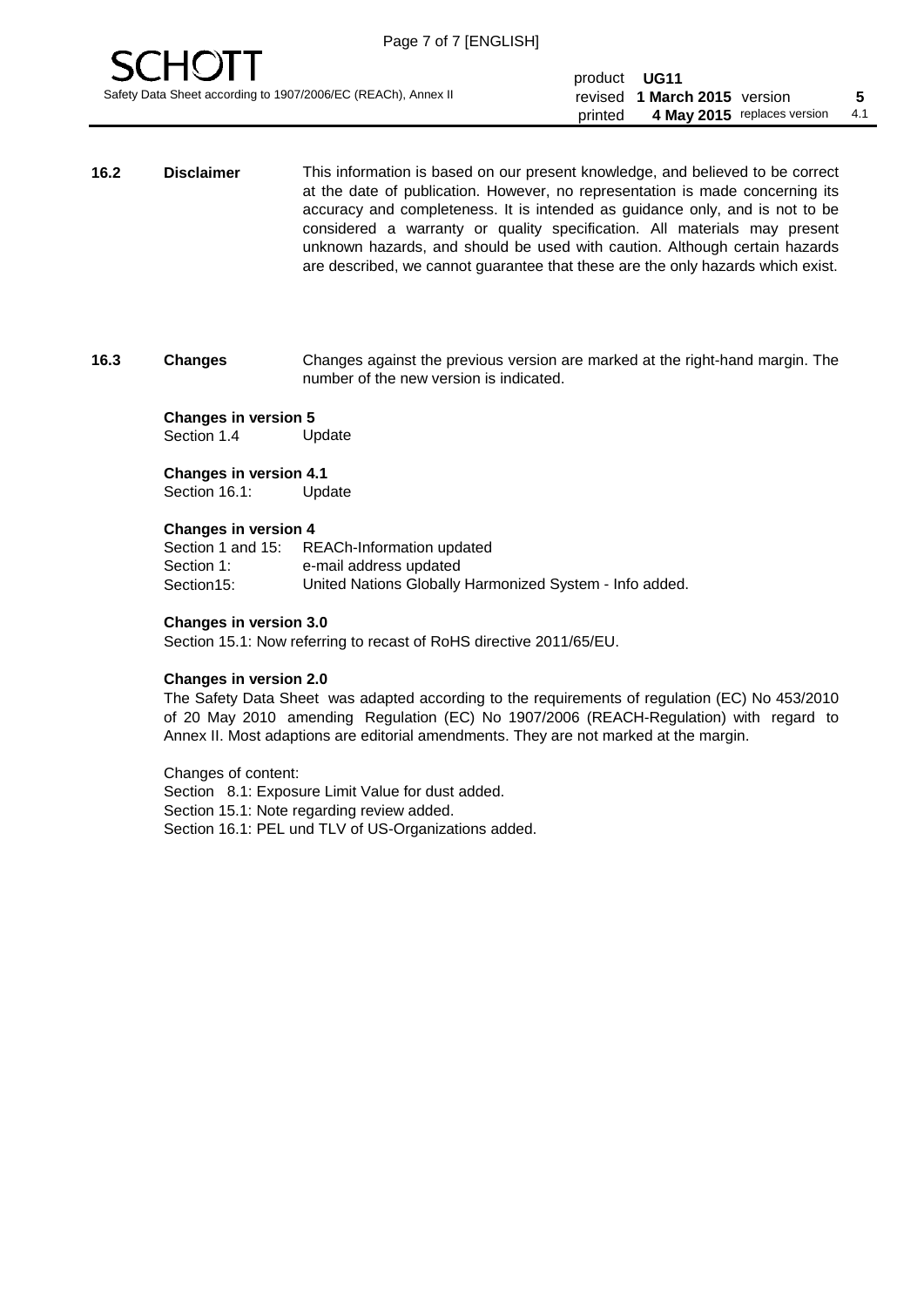## 16.2 Disclaimer

This information is based on our present knowledge, and believed to be correct at the date of publication. However, no representation is made concerning its accuracy and completeness. It is intended as guidance only, and is not to be considered a warranty or quality specification. All materials may present unknown hazards, and should be used with caution. Although certain hazards are described, we cannot guarantee that these are the only hazards which exist.

## 16.3 Changes

Changes against the previous version are marked at the right-hand margin. The number of the new version is indicated.

**Changes in version 5**

Section 1.4 Update

**Changes in version 4.1**

Section 16.1: Update

**Changes in version 4**

| | |
|---|---|
| Section 1 and 15: | REACh-Information updated |
| Section 1: | e-mail address updated |
| Section15: | United Nations Globally Harmonized System - Info added. |

**Changes in version 3.0**

Section 15.1: Now referring to recast of RoHS directive 2011/65/EU.

**Changes in version 2.0**

The Safety Data Sheet was adapted according to the requirements of regulation (EC) No 453/2010 of 20 May 2010 amending Regulation (EC) No 1907/2006 (REACH-Regulation) with regard to Annex II. Most adaptions are editorial amendments. They are not marked at the margin.

Changes of content:
Section 8.1: Exposure Limit Value for dust added.
Section 15.1: Note regarding review added.
Section 16.1: PEL und TLV of US-Organizations added.